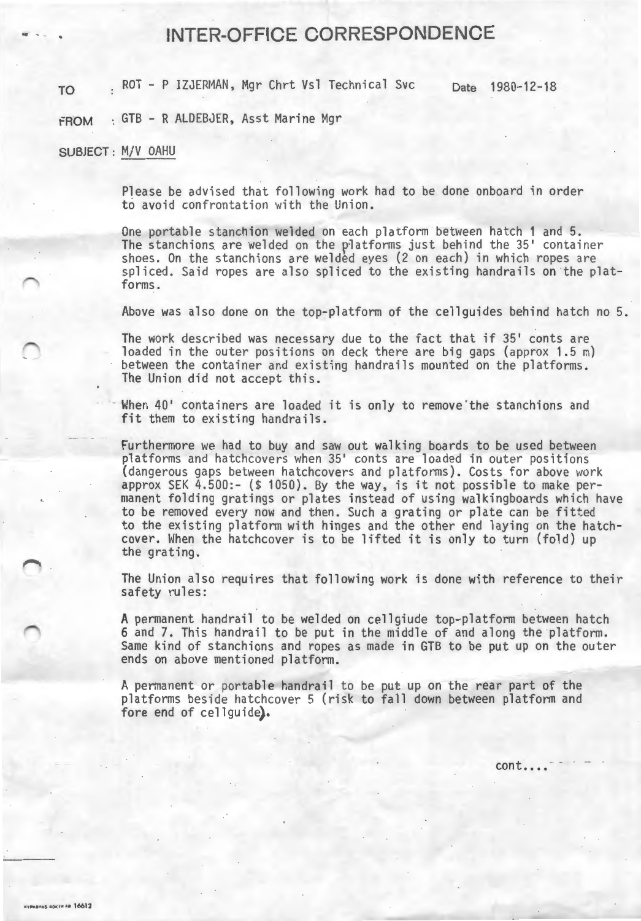# INTER-OFFICE CORRESPONDENCE

TO : ROT - P IZJERMAN, Mgr Chrt Vsl Technical Svc  Date 1980-12-18

FROM : GTB - R ALDEBJER, Asst Marine Mgr

SUBJECT: M/V OAHU

Please be advised that following work had to be done onboard in order to avoid confrontation with the Union.

One portable stanchion welded on each platform between hatch 1 and 5. The stanchions are welded on the platforms just behind the 35' container shoes. On the stanchions are welded eyes (2 on each) in which ropes are spliced. Said ropes are also spliced to the existing handrails on the platforms.

Above was also done on the top-platform of the cellguides behind hatch no 5.

The work described was necessary due to the fact that if 35' conts are loaded in the outer positions on deck there are big gaps (approx 1.5 m) between the container and existing handrails mounted on the platforms. The Union did not accept this.

When 40' containers are loaded it is only to remove the stanchions and fit them to existing handrails.

Furthermore we had to buy and saw out walking boards to be used between platforms and hatchcovers when 35' conts are loaded in outer positions (dangerous gaps between hatchcovers and platforms). Costs for above work approx SEK 4.500:- ($ 1050). By the way, is it not possible to make permanent folding gratings or plates instead of using walkingboards which have to be removed every now and then. Such a grating or plate can be fitted to the existing platform with hinges and the other end laying on the hatchcover. When the hatchcover is to be lifted it is only to turn (fold) up the grating.

The Union also requires that following work is done with reference to their safety rules:

A permanent handrail to be welded on cellgiude top-platform between hatch 6 and 7. This handrail to be put in the middle of and along the platform. Same kind of stanchions and ropes as made in GTB to be put up on the outer ends on above mentioned platform.

A permanent or portable handrail to be put up on the rear part of the platforms beside hatchcover 5 (risk to fall down between platform and fore end of cellguide).

cont....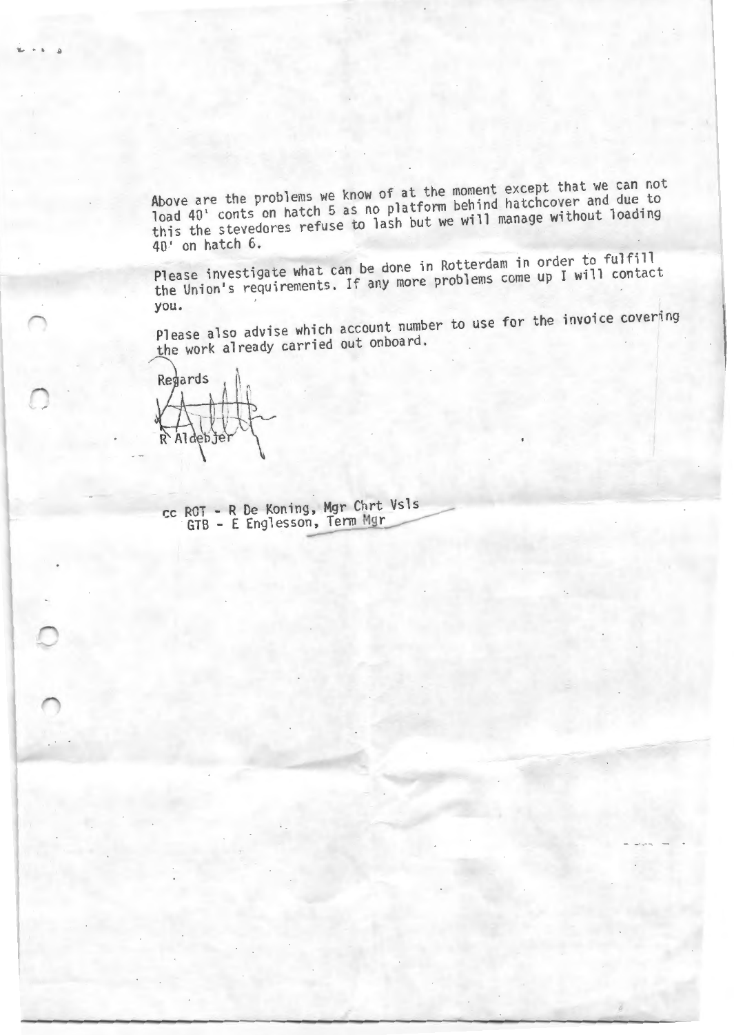Above are the problems we know of at the moment except that we can not load 40' conts on hatch 5 as no platform behind hatchcover and due to this the stevedores refuse to lash but we will manage without loading 40' on hatch 6.

Please investigate what can be done in Rotterdam in order to fulfill the Union's requirements. If any more problems come up I will contact you.

Please also advise which account number to use for the invoice covering the work already carried out onboard.

Regards

R Aldebjer

cc ROT - R De Koning, Mgr Chrt Vsls
GTB - E Englesson, Term Mgr